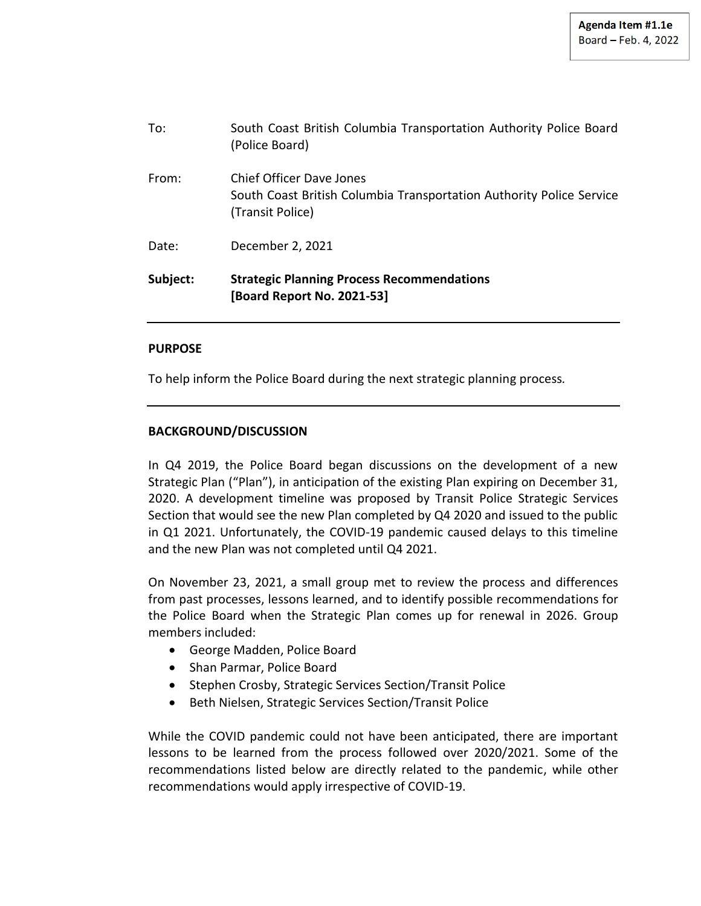**Agenda Item #1.1e**
Board – Feb. 4, 2022

| | |
|---|---|
| To: | South Coast British Columbia Transportation Authority Police Board (Police Board) |
| From: | Chief Officer Dave Jones<br>South Coast British Columbia Transportation Authority Police Service (Transit Police) |
| Date: | December 2, 2021 |
| **Subject:** | **Strategic Planning Process Recommendations**<br>**[Board Report No. 2021-53]** |

---

**PURPOSE**

To help inform the Police Board during the next strategic planning process.

---

**BACKGROUND/DISCUSSION**

In Q4 2019, the Police Board began discussions on the development of a new Strategic Plan ("Plan"), in anticipation of the existing Plan expiring on December 31, 2020. A development timeline was proposed by Transit Police Strategic Services Section that would see the new Plan completed by Q4 2020 and issued to the public in Q1 2021. Unfortunately, the COVID-19 pandemic caused delays to this timeline and the new Plan was not completed until Q4 2021.

On November 23, 2021, a small group met to review the process and differences from past processes, lessons learned, and to identify possible recommendations for the Police Board when the Strategic Plan comes up for renewal in 2026. Group members included:

- George Madden, Police Board
- Shan Parmar, Police Board
- Stephen Crosby, Strategic Services Section/Transit Police
- Beth Nielsen, Strategic Services Section/Transit Police

While the COVID pandemic could not have been anticipated, there are important lessons to be learned from the process followed over 2020/2021. Some of the recommendations listed below are directly related to the pandemic, while other recommendations would apply irrespective of COVID-19.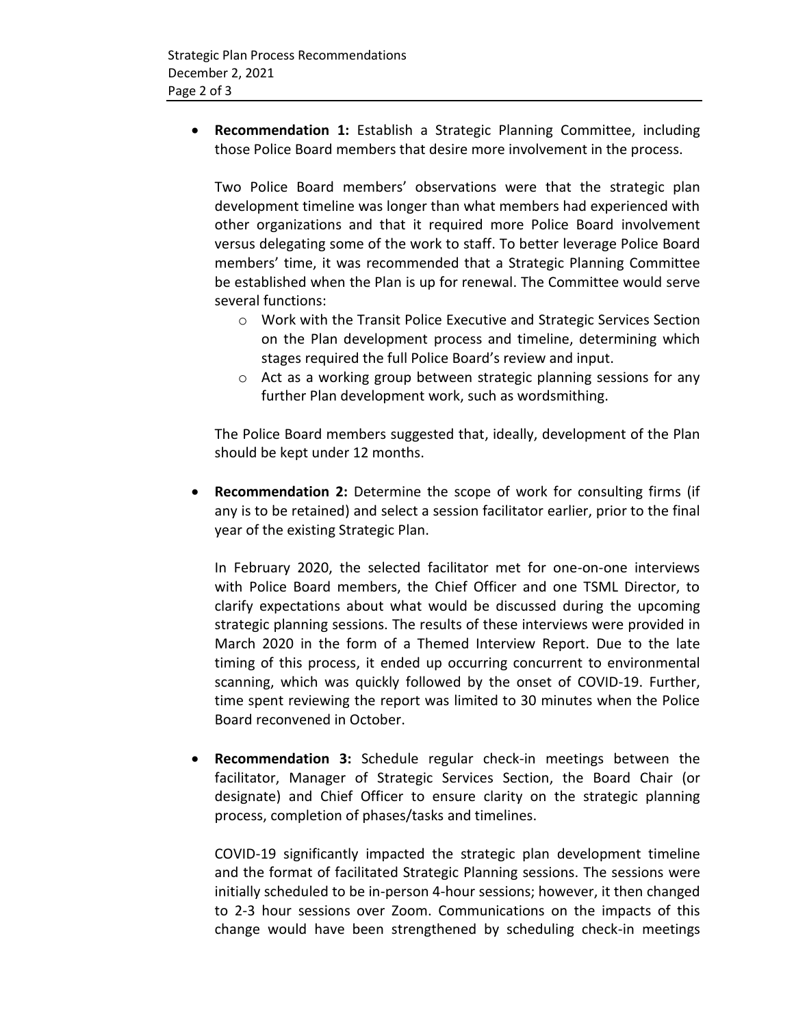- **Recommendation 1:** Establish a Strategic Planning Committee, including those Police Board members that desire more involvement in the process.

  Two Police Board members' observations were that the strategic plan development timeline was longer than what members had experienced with other organizations and that it required more Police Board involvement versus delegating some of the work to staff. To better leverage Police Board members' time, it was recommended that a Strategic Planning Committee be established when the Plan is up for renewal. The Committee would serve several functions:

  - Work with the Transit Police Executive and Strategic Services Section on the Plan development process and timeline, determining which stages required the full Police Board's review and input.
  - Act as a working group between strategic planning sessions for any further Plan development work, such as wordsmithing.

  The Police Board members suggested that, ideally, development of the Plan should be kept under 12 months.

- **Recommendation 2:** Determine the scope of work for consulting firms (if any is to be retained) and select a session facilitator earlier, prior to the final year of the existing Strategic Plan.

  In February 2020, the selected facilitator met for one-on-one interviews with Police Board members, the Chief Officer and one TSML Director, to clarify expectations about what would be discussed during the upcoming strategic planning sessions. The results of these interviews were provided in March 2020 in the form of a Themed Interview Report. Due to the late timing of this process, it ended up occurring concurrent to environmental scanning, which was quickly followed by the onset of COVID-19. Further, time spent reviewing the report was limited to 30 minutes when the Police Board reconvened in October.

- **Recommendation 3:** Schedule regular check-in meetings between the facilitator, Manager of Strategic Services Section, the Board Chair (or designate) and Chief Officer to ensure clarity on the strategic planning process, completion of phases/tasks and timelines.

  COVID-19 significantly impacted the strategic plan development timeline and the format of facilitated Strategic Planning sessions. The sessions were initially scheduled to be in-person 4-hour sessions; however, it then changed to 2-3 hour sessions over Zoom. Communications on the impacts of this change would have been strengthened by scheduling check-in meetings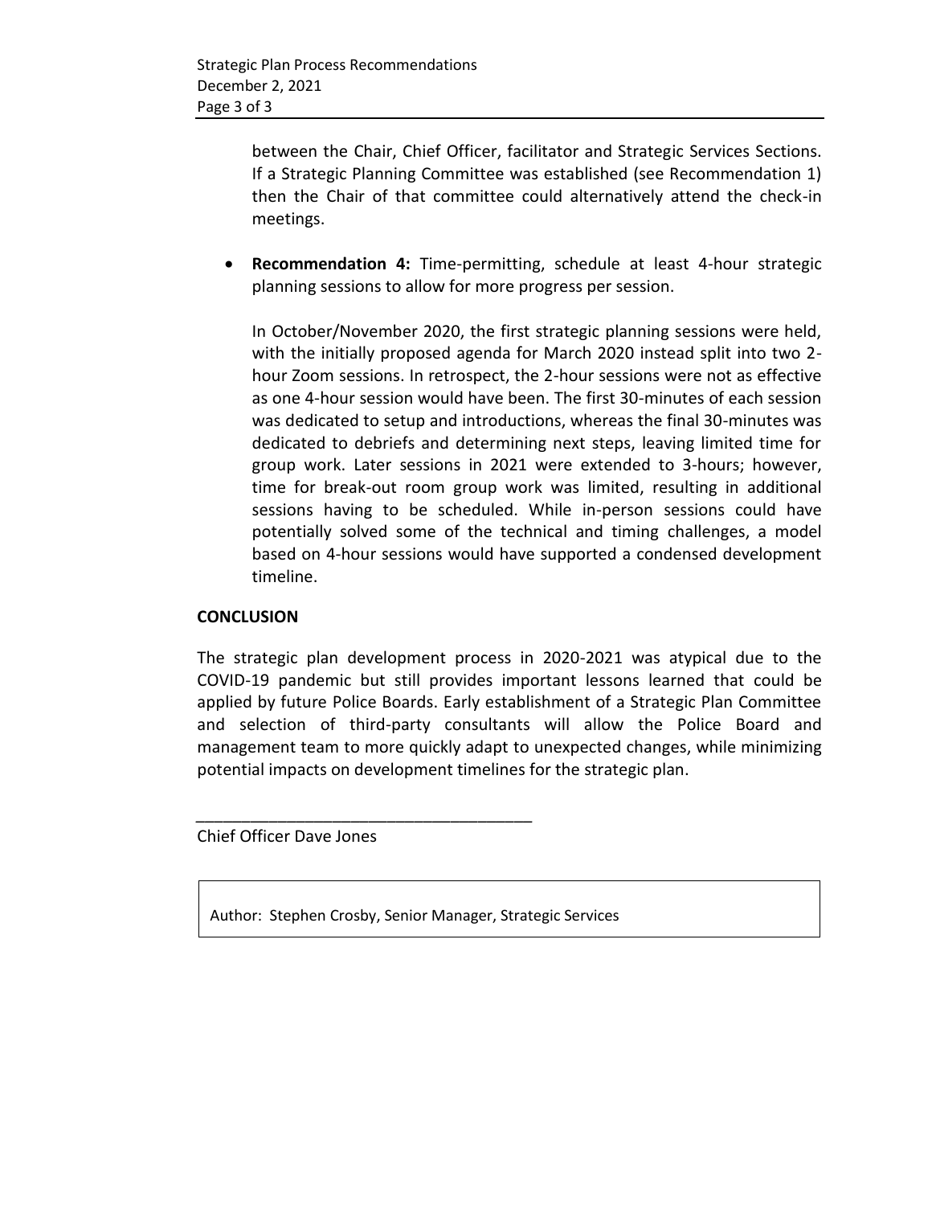between the Chair, Chief Officer, facilitator and Strategic Services Sections. If a Strategic Planning Committee was established (see Recommendation 1) then the Chair of that committee could alternatively attend the check-in meetings.

- **Recommendation 4:** Time-permitting, schedule at least 4-hour strategic planning sessions to allow for more progress per session.

  In October/November 2020, the first strategic planning sessions were held, with the initially proposed agenda for March 2020 instead split into two 2-hour Zoom sessions. In retrospect, the 2-hour sessions were not as effective as one 4-hour session would have been. The first 30-minutes of each session was dedicated to setup and introductions, whereas the final 30-minutes was dedicated to debriefs and determining next steps, leaving limited time for group work. Later sessions in 2021 were extended to 3-hours; however, time for break-out room group work was limited, resulting in additional sessions having to be scheduled. While in-person sessions could have potentially solved some of the technical and timing challenges, a model based on 4-hour sessions would have supported a condensed development timeline.

**CONCLUSION**

The strategic plan development process in 2020-2021 was atypical due to the COVID-19 pandemic but still provides important lessons learned that could be applied by future Police Boards. Early establishment of a Strategic Plan Committee and selection of third-party consultants will allow the Police Board and management team to more quickly adapt to unexpected changes, while minimizing potential impacts on development timelines for the strategic plan.

_____________________________________

Chief Officer Dave Jones

Author: Stephen Crosby, Senior Manager, Strategic Services